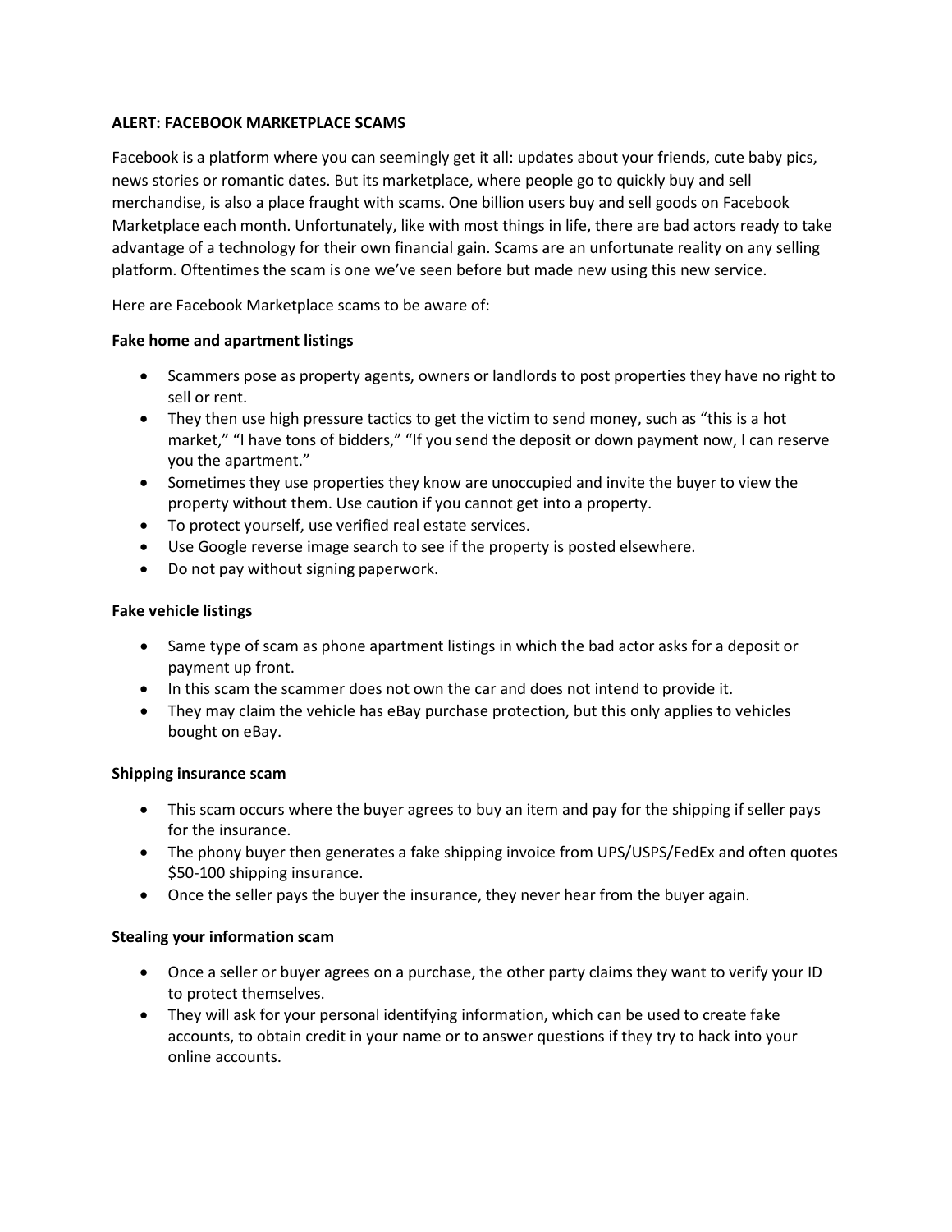**ALERT: FACEBOOK MARKETPLACE SCAMS**

Facebook is a platform where you can seemingly get it all: updates about your friends, cute baby pics, news stories or romantic dates. But its marketplace, where people go to quickly buy and sell merchandise, is also a place fraught with scams. One billion users buy and sell goods on Facebook Marketplace each month. Unfortunately, like with most things in life, there are bad actors ready to take advantage of a technology for their own financial gain. Scams are an unfortunate reality on any selling platform. Oftentimes the scam is one we've seen before but made new using this new service.

Here are Facebook Marketplace scams to be aware of:

**Fake home and apartment listings**

- Scammers pose as property agents, owners or landlords to post properties they have no right to sell or rent.
- They then use high pressure tactics to get the victim to send money, such as "this is a hot market," "I have tons of bidders," "If you send the deposit or down payment now, I can reserve you the apartment."
- Sometimes they use properties they know are unoccupied and invite the buyer to view the property without them. Use caution if you cannot get into a property.
- To protect yourself, use verified real estate services.
- Use Google reverse image search to see if the property is posted elsewhere.
- Do not pay without signing paperwork.

**Fake vehicle listings**

- Same type of scam as phone apartment listings in which the bad actor asks for a deposit or payment up front.
- In this scam the scammer does not own the car and does not intend to provide it.
- They may claim the vehicle has eBay purchase protection, but this only applies to vehicles bought on eBay.

**Shipping insurance scam**

- This scam occurs where the buyer agrees to buy an item and pay for the shipping if seller pays for the insurance.
- The phony buyer then generates a fake shipping invoice from UPS/USPS/FedEx and often quotes $50-100 shipping insurance.
- Once the seller pays the buyer the insurance, they never hear from the buyer again.

**Stealing your information scam**

- Once a seller or buyer agrees on a purchase, the other party claims they want to verify your ID to protect themselves.
- They will ask for your personal identifying information, which can be used to create fake accounts, to obtain credit in your name or to answer questions if they try to hack into your online accounts.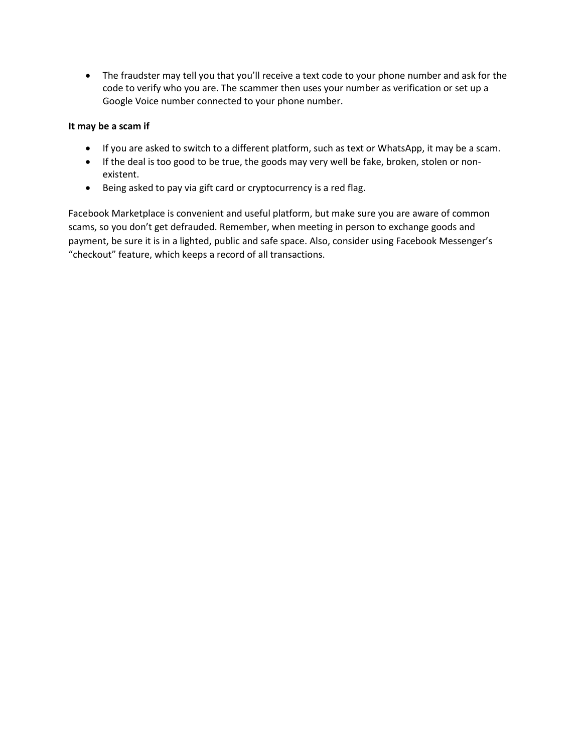- The fraudster may tell you that you'll receive a text code to your phone number and ask for the code to verify who you are. The scammer then uses your number as verification or set up a Google Voice number connected to your phone number.

**It may be a scam if**

- If you are asked to switch to a different platform, such as text or WhatsApp, it may be a scam.
- If the deal is too good to be true, the goods may very well be fake, broken, stolen or non-existent.
- Being asked to pay via gift card or cryptocurrency is a red flag.

Facebook Marketplace is convenient and useful platform, but make sure you are aware of common scams, so you don't get defrauded. Remember, when meeting in person to exchange goods and payment, be sure it is in a lighted, public and safe space. Also, consider using Facebook Messenger's "checkout" feature, which keeps a record of all transactions.